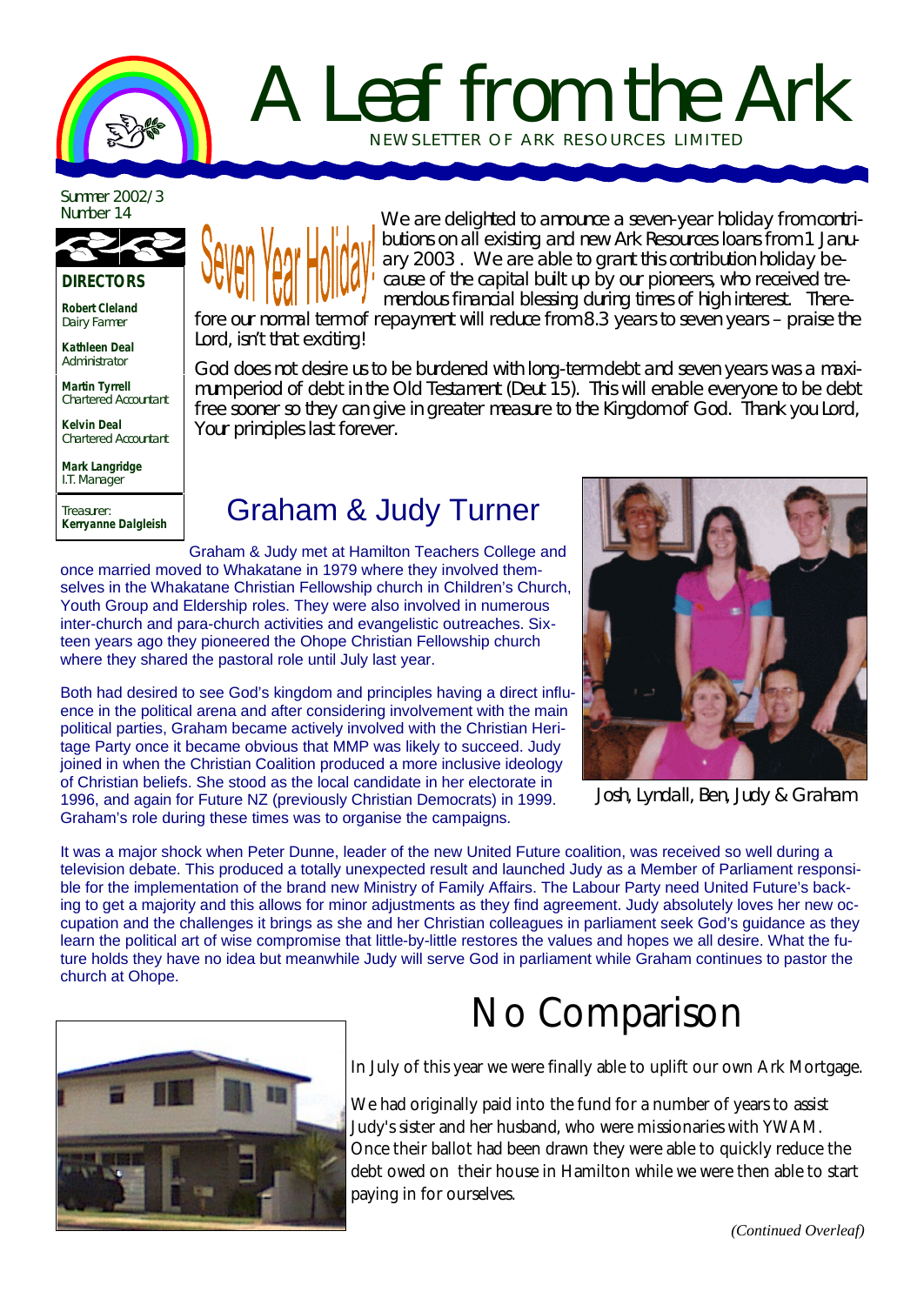# A Leaf from the Ark

NEWSLETTER OF ARK RESOURCES LIMITED

Summer 2002/3
Number 14

**DIRECTORS**

**Robert Cleland**
Dairy Farmer

**Kathleen Deal**
Administrator

**Martin Tyrrell**
Chartered Accountant

**Kelvin Deal**
Chartered Accountant

**Mark Langridge**
I.T. Manager

Treasurer:
**Kerryanne Dalgleish**

## Seven Year Holiday!

We are delighted to announce a seven-year holiday from contributions on all existing and new Ark Resources loans from 1 January 2003 . We are able to grant this contribution holiday because of the capital built up by our pioneers, who received tremendous financial blessing during times of high interest. Therefore our normal term of repayment will reduce from 8.3 years to seven years – praise the Lord, isn't that exciting!

God does not desire us to be burdened with long-term debt and seven years was a maximum period of debt in the Old Testament (Deut 15). This will enable everyone to be debt free sooner so they can give in greater measure to the Kingdom of God. Thank you Lord, Your principles last forever.

## Graham & Judy Turner

Graham & Judy met at Hamilton Teachers College and once married moved to Whakatane in 1979 where they involved themselves in the Whakatane Christian Fellowship church in Children's Church, Youth Group and Eldership roles. They were also involved in numerous inter-church and para-church activities and evangelistic outreaches. Sixteen years ago they pioneered the Ohope Christian Fellowship church where they shared the pastoral role until July last year.

Both had desired to see God's kingdom and principles having a direct influence in the political arena and after considering involvement with the main political parties, Graham became actively involved with the Christian Heritage Party once it became obvious that MMP was likely to succeed. Judy joined in when the Christian Coalition produced a more inclusive ideology of Christian beliefs. She stood as the local candidate in her electorate in 1996, and again for Future NZ (previously Christian Democrats) in 1999. Graham's role during these times was to organise the campaigns.

*Josh, Lyndall, Ben, Judy & Graham*

It was a major shock when Peter Dunne, leader of the new United Future coalition, was received so well during a television debate. This produced a totally unexpected result and launched Judy as a Member of Parliament responsible for the implementation of the brand new Ministry of Family Affairs. The Labour Party need United Future's backing to get a majority and this allows for minor adjustments as they find agreement. Judy absolutely loves her new occupation and the challenges it brings as she and her Christian colleagues in parliament seek God's guidance as they learn the political art of wise compromise that little-by-little restores the values and hopes we all desire. What the future holds they have no idea but meanwhile Judy will serve God in parliament while Graham continues to pastor the church at Ohope.

## No Comparison

In July of this year we were finally able to uplift our own Ark Mortgage.

We had originally paid into the fund for a number of years to assist Judy's sister and her husband, who were missionaries with YWAM. Once their ballot had been drawn they were able to quickly reduce the debt owed on their house in Hamilton while we were then able to start paying in for ourselves.

*(Continued Overleaf)*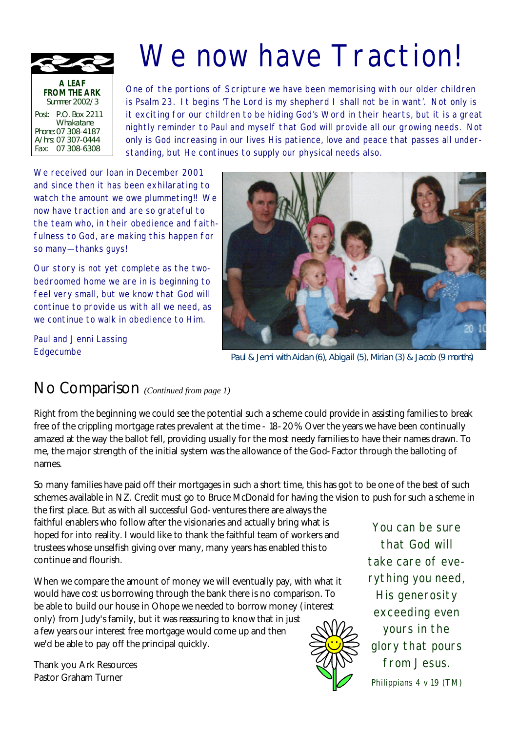**A LEAF FROM THE ARK**
Summer 2002/3
Post: P.O. Box 2211 Whakatane
Phone: 07 308-4187
A/hrs: 07 307-0444
Fax: 07 308-6308

# We now have Traction!

One of the portions of Scripture we have been memorising with our older children is Psalm 23. It begins 'The Lord is my shepherd I shall not be in want'. Not only is it exciting for our children to be hiding God's Word in their hearts, but it is a great nightly reminder to Paul and myself that God will provide all our growing needs. Not only is God increasing in our lives His patience, love and peace that passes all understanding, but He continues to supply our physical needs also.

We received our loan in December 2001 and since then it has been exhilarating to watch the amount we owe plummeting!! We now have traction and are so grateful to the team who, in their obedience and faithfulness to God, are making this happen for so many—thanks guys!

Our story is not yet complete as the two-bedroomed home we are in is beginning to feel very small, but we know that God will continue to provide us with all we need, as we continue to walk in obedience to Him.

Paul and Jenni Lassing
Edgecumbe

Paul & Jenni with Aidan (6), Abigail (5), Mirian (3) & Jacob (9 months)

## No Comparison *(Continued from page 1)*

Right from the beginning we could see the potential such a scheme could provide in assisting families to break free of the crippling mortgage rates prevalent at the time - 18-20%. Over the years we have been continually amazed at the way the ballot fell, providing usually for the most needy families to have their names drawn. To me, the major strength of the initial system was the allowance of the God-Factor through the balloting of names.

So many families have paid off their mortgages in such a short time, this has got to be one of the best of such schemes available in NZ. Credit must go to Bruce McDonald for having the vision to push for such a scheme in the first place. But as with all successful God-ventures there are always the faithful enablers who follow after the visionaries and actually bring what is hoped for into reality. I would like to thank the faithful team of workers and trustees whose unselfish giving over many, many years has enabled this to continue and flourish.

When we compare the amount of money we will eventually pay, with what it would have cost us borrowing through the bank there is no comparison. To be able to build our house in Ohope we needed to borrow money (interest only) from Judy's family, but it was reassuring to know that in just a few years our interest free mortgage would come up and then we'd be able to pay off the principal quickly.

Thank you Ark Resources
Pastor Graham Turner

*You can be sure that God will take care of everything you need, His generosity exceeding even yours in the glory that pours from Jesus.*
Philippians 4 v 19 (TM)